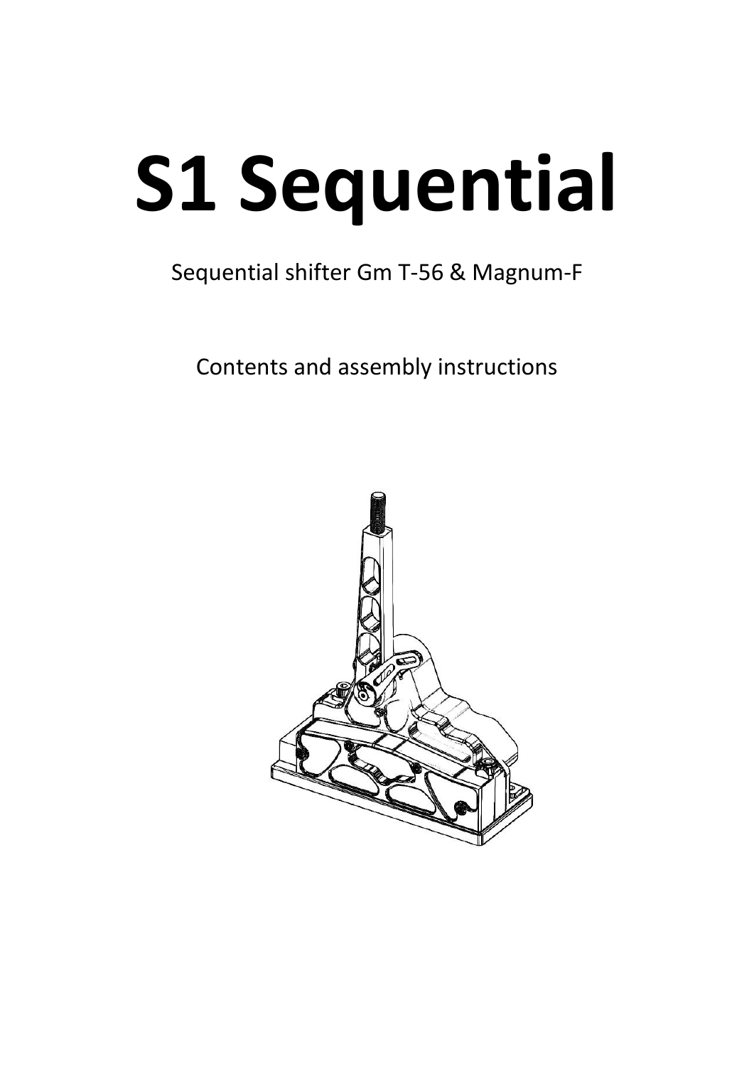# S1 Sequential

Sequential shifter Gm T-56 & Magnum-F

Contents and assembly instructions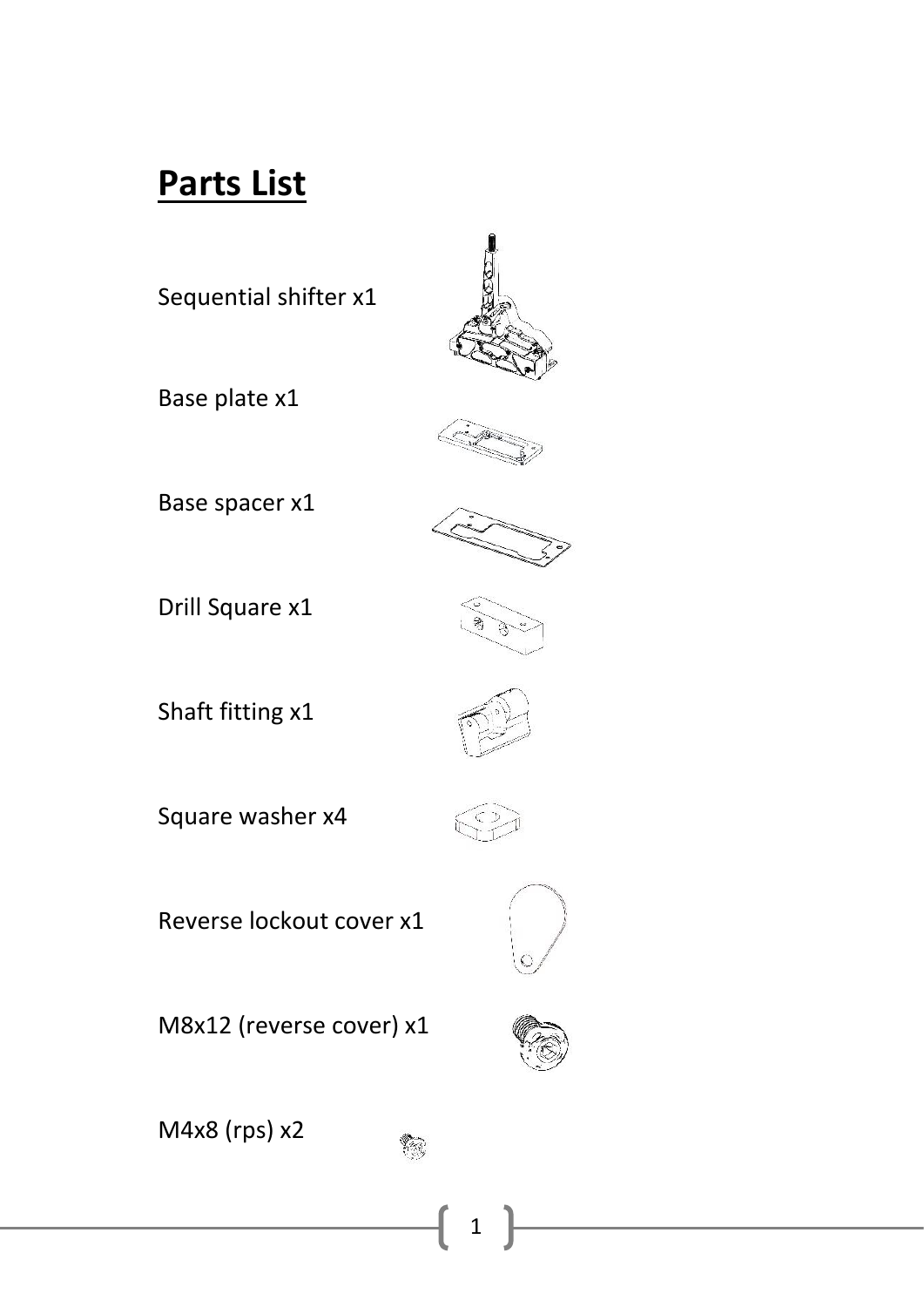# Parts List

Sequential shifter x1

Base plate x1

Base spacer x1

Drill Square x1

Shaft fitting x1

Square washer x4

Reverse lockout cover x1

M8x12 (reverse cover) x1

M4x8 (rps) x2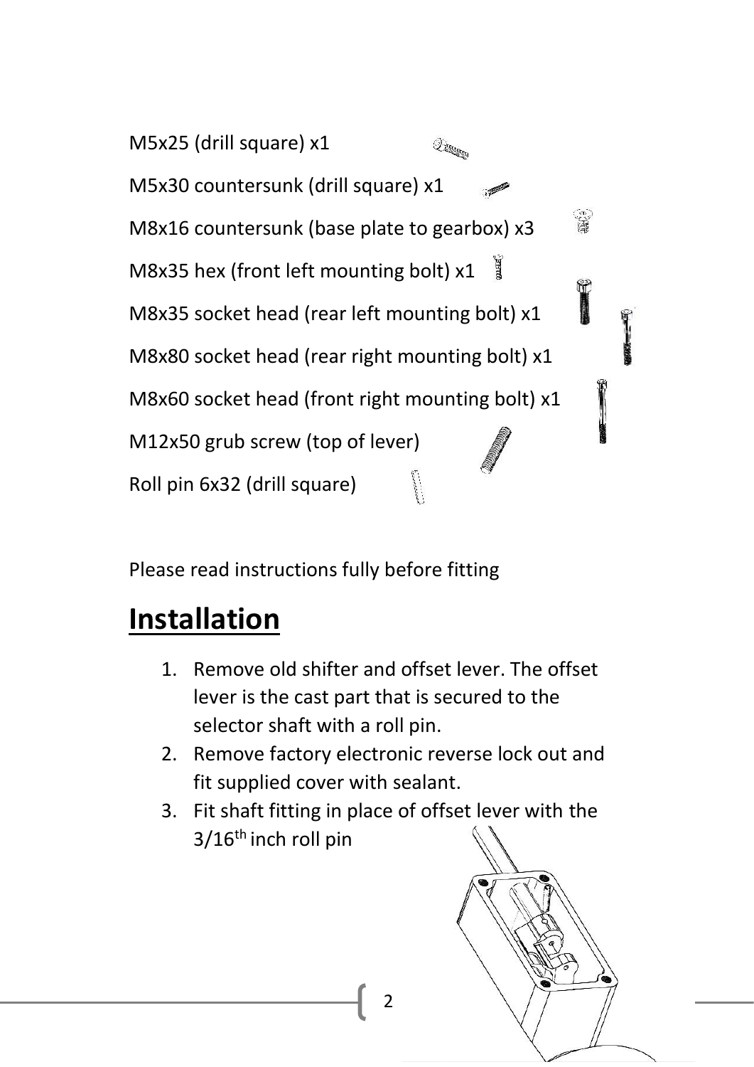M5x25 (drill square) x1

M5x30 countersunk (drill square) x1

M8x16 countersunk (base plate to gearbox) x3

M8x35 hex (front left mounting bolt) x1

M8x35 socket head (rear left mounting bolt) x1

M8x80 socket head (rear right mounting bolt) x1

M8x60 socket head (front right mounting bolt) x1

M12x50 grub screw (top of lever)

Roll pin 6x32 (drill square)

Please read instructions fully before fitting

# Installation

1. Remove old shifter and offset lever. The offset lever is the cast part that is secured to the selector shaft with a roll pin.
2. Remove factory electronic reverse lock out and fit supplied cover with sealant.
3. Fit shaft fitting in place of offset lever with the 3/16th inch roll pin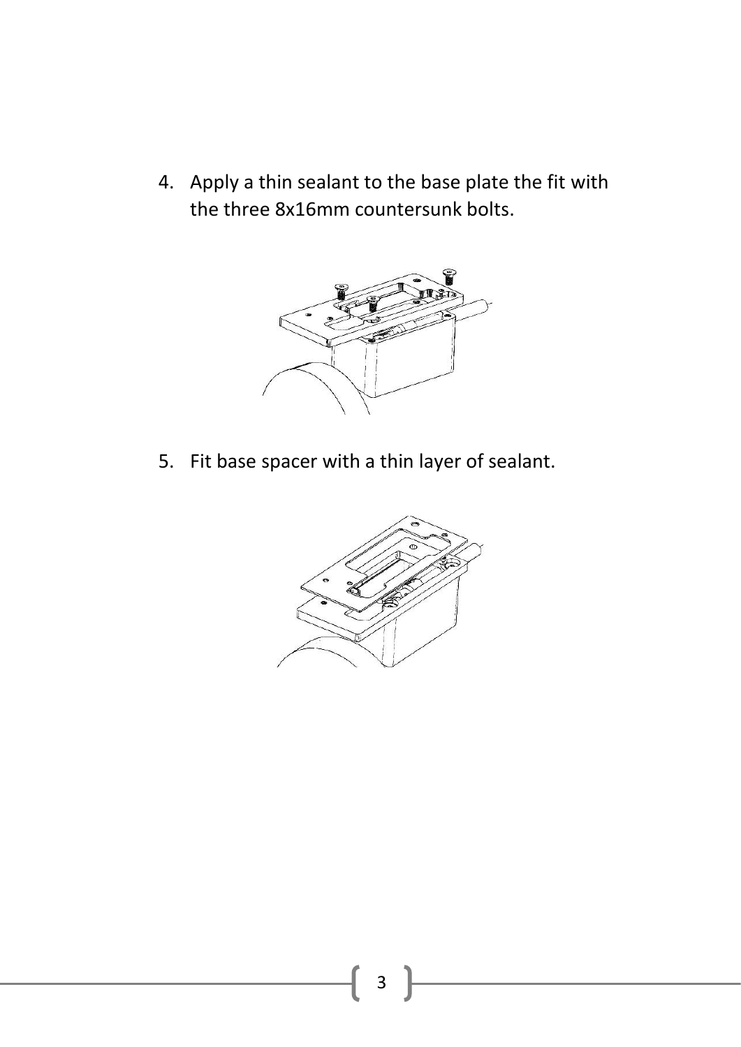4. Apply a thin sealant to the base plate the fit with the three 8x16mm countersunk bolts.

5. Fit base spacer with a thin layer of sealant.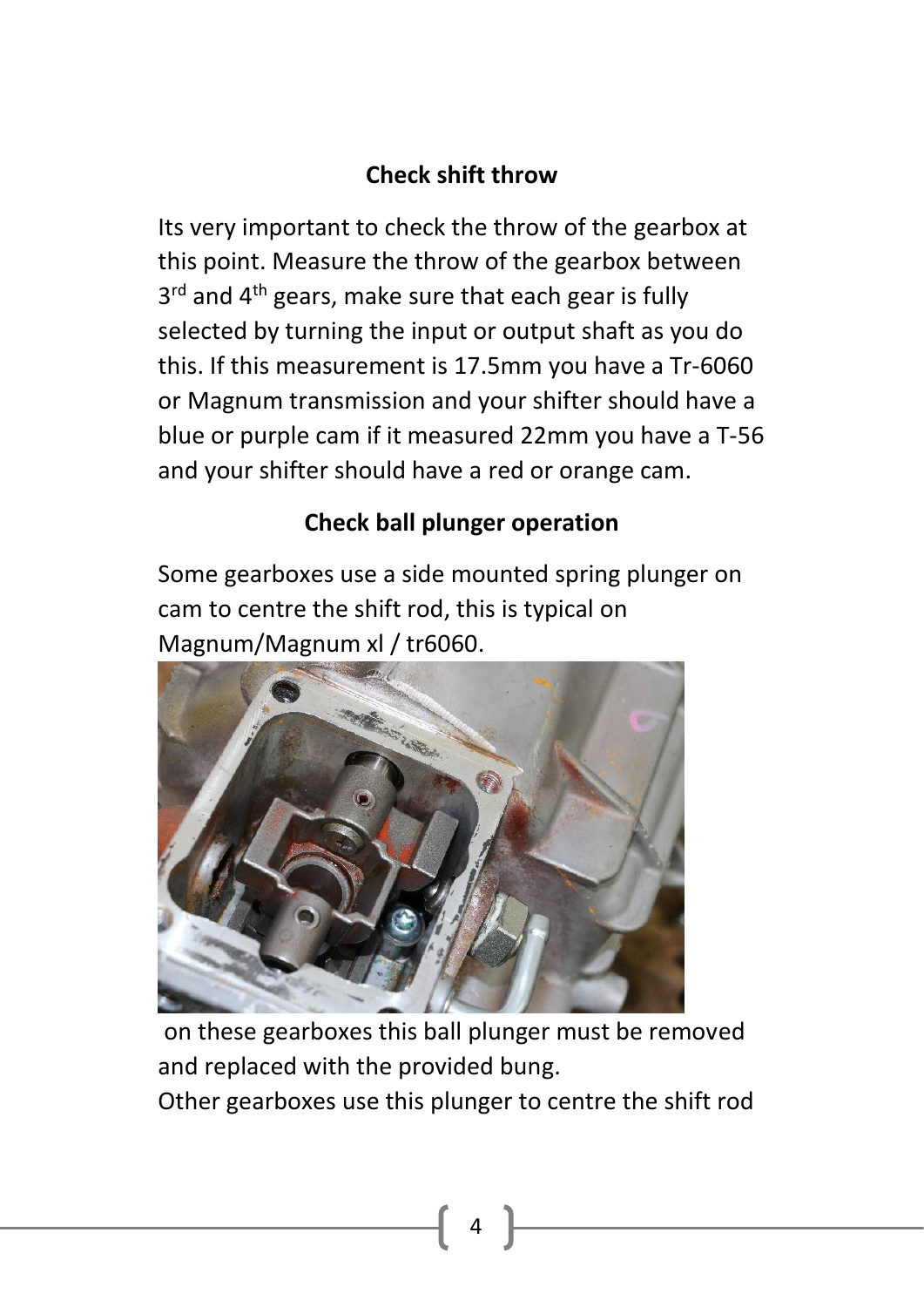## Check shift throw

Its very important to check the throw of the gearbox at this point. Measure the throw of the gearbox between 3rd and 4th gears, make sure that each gear is fully selected by turning the input or output shaft as you do this. If this measurement is 17.5mm you have a Tr-6060 or Magnum transmission and your shifter should have a blue or purple cam if it measured 22mm you have a T-56 and your shifter should have a red or orange cam.

## Check ball plunger operation

Some gearboxes use a side mounted spring plunger on cam to centre the shift rod, this is typical on Magnum/Magnum xl / tr6060.

on these gearboxes this ball plunger must be removed and replaced with the provided bung.

Other gearboxes use this plunger to centre the shift rod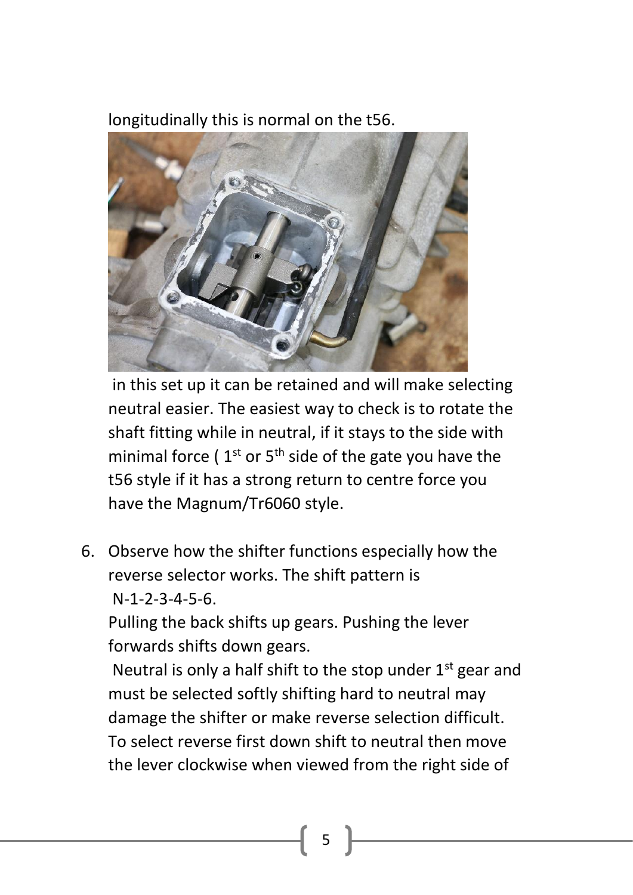longitudinally this is normal on the t56.

in this set up it can be retained and will make selecting neutral easier. The easiest way to check is to rotate the shaft fitting while in neutral, if it stays to the side with minimal force ( 1st or 5th side of the gate you have the t56 style if it has a strong return to centre force you have the Magnum/Tr6060 style.

6. Observe how the shifter functions especially how the reverse selector works. The shift pattern is N-1-2-3-4-5-6.

   Pulling the back shifts up gears. Pushing the lever forwards shifts down gears.

   Neutral is only a half shift to the stop under 1st gear and must be selected softly shifting hard to neutral may damage the shifter or make reverse selection difficult. To select reverse first down shift to neutral then move the lever clockwise when viewed from the right side of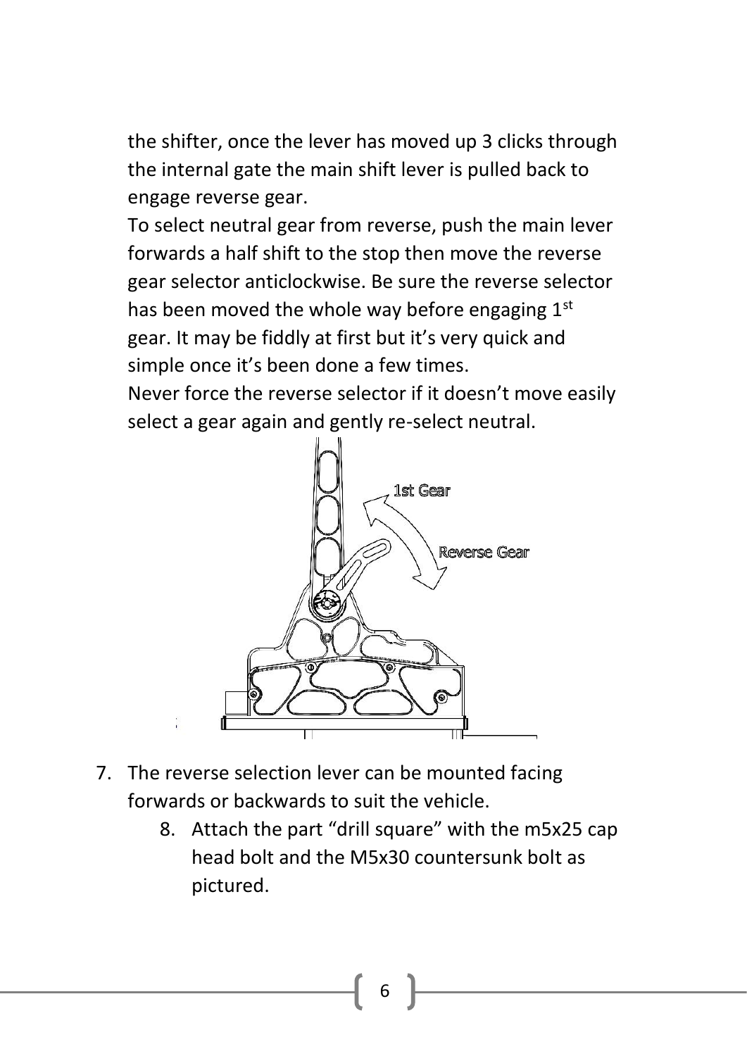the shifter, once the lever has moved up 3 clicks through the internal gate the main shift lever is pulled back to engage reverse gear.

To select neutral gear from reverse, push the main lever forwards a half shift to the stop then move the reverse gear selector anticlockwise. Be sure the reverse selector has been moved the whole way before engaging 1st gear. It may be fiddly at first but it's very quick and simple once it's been done a few times.

Never force the reverse selector if it doesn't move easily select a gear again and gently re-select neutral.

7. The reverse selection lever can be mounted facing forwards or backwards to suit the vehicle.
8. Attach the part "drill square" with the m5x25 cap head bolt and the M5x30 countersunk bolt as pictured.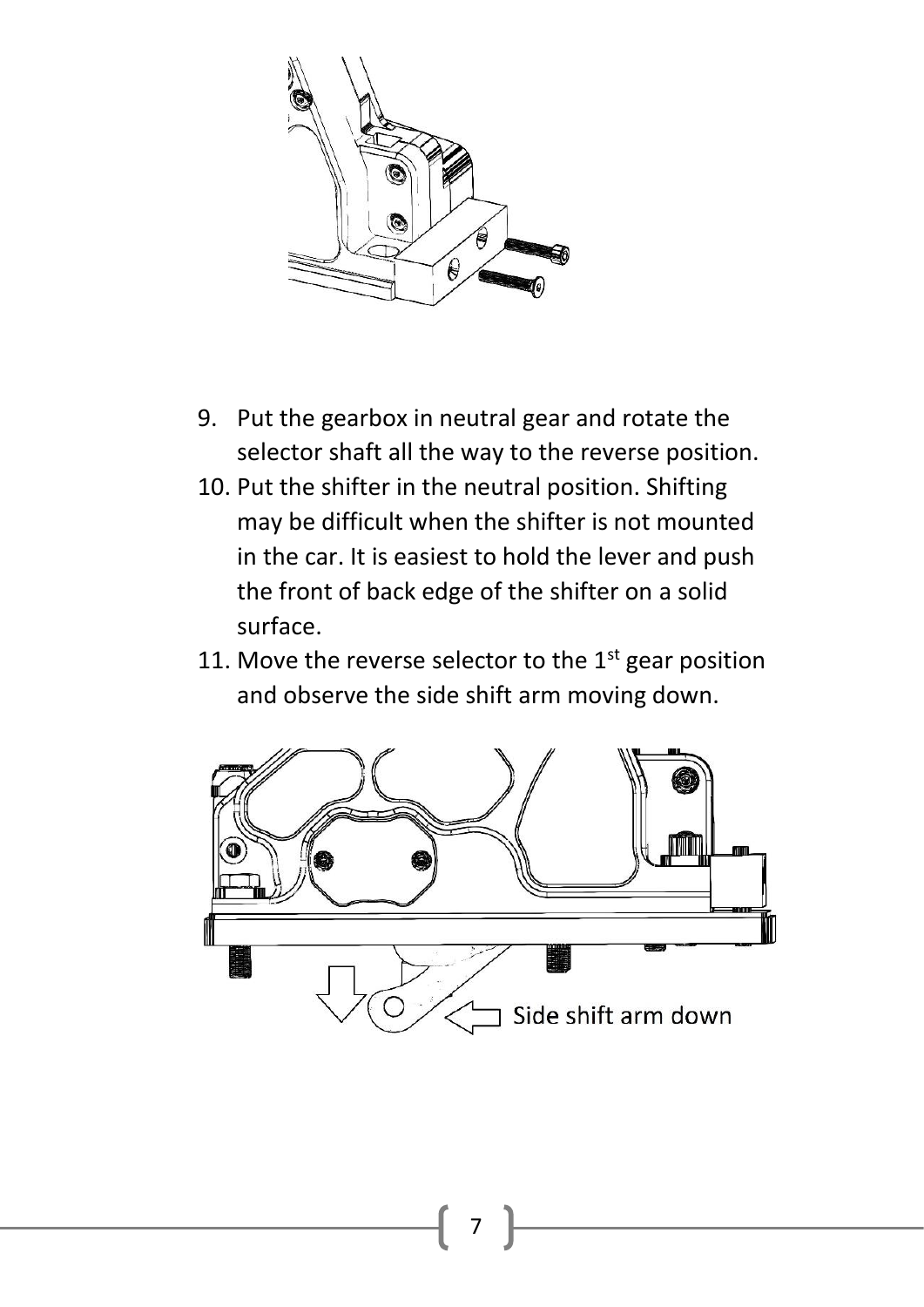9. Put the gearbox in neutral gear and rotate the selector shaft all the way to the reverse position.
10. Put the shifter in the neutral position. Shifting may be difficult when the shifter is not mounted in the car. It is easiest to hold the lever and push the front of back edge of the shifter on a solid surface.
11. Move the reverse selector to the 1st gear position and observe the side shift arm moving down.

Side shift arm down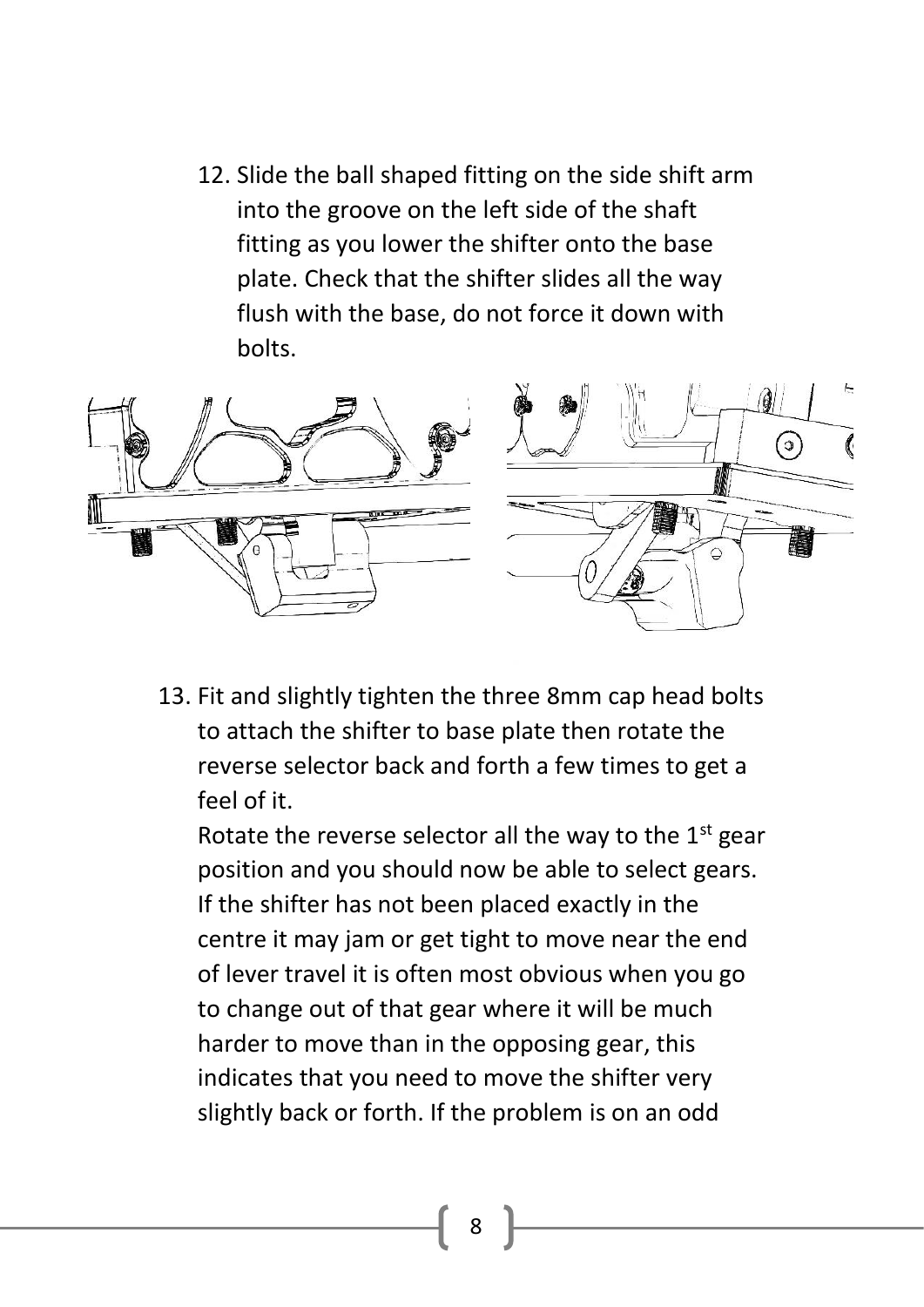12. Slide the ball shaped fitting on the side shift arm into the groove on the left side of the shaft fitting as you lower the shifter onto the base plate. Check that the shifter slides all the way flush with the base, do not force it down with bolts.

13. Fit and slightly tighten the three 8mm cap head bolts to attach the shifter to base plate then rotate the reverse selector back and forth a few times to get a feel of it.
    Rotate the reverse selector all the way to the 1st gear position and you should now be able to select gears. If the shifter has not been placed exactly in the centre it may jam or get tight to move near the end of lever travel it is often most obvious when you go to change out of that gear where it will be much harder to move than in the opposing gear, this indicates that you need to move the shifter very slightly back or forth. If the problem is on an odd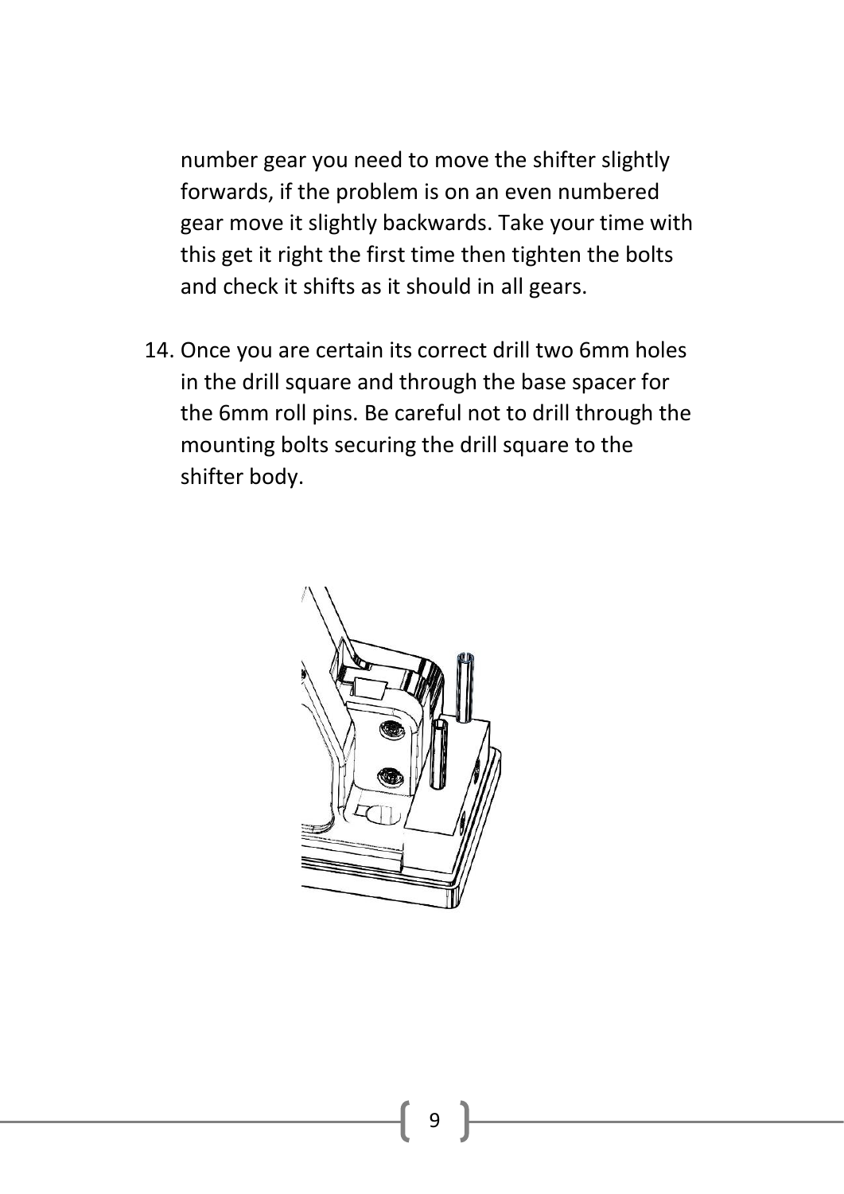number gear you need to move the shifter slightly forwards, if the problem is on an even numbered gear move it slightly backwards. Take your time with this get it right the first time then tighten the bolts and check it shifts as it should in all gears.

14. Once you are certain its correct drill two 6mm holes in the drill square and through the base spacer for the 6mm roll pins. Be careful not to drill through the mounting bolts securing the drill square to the shifter body.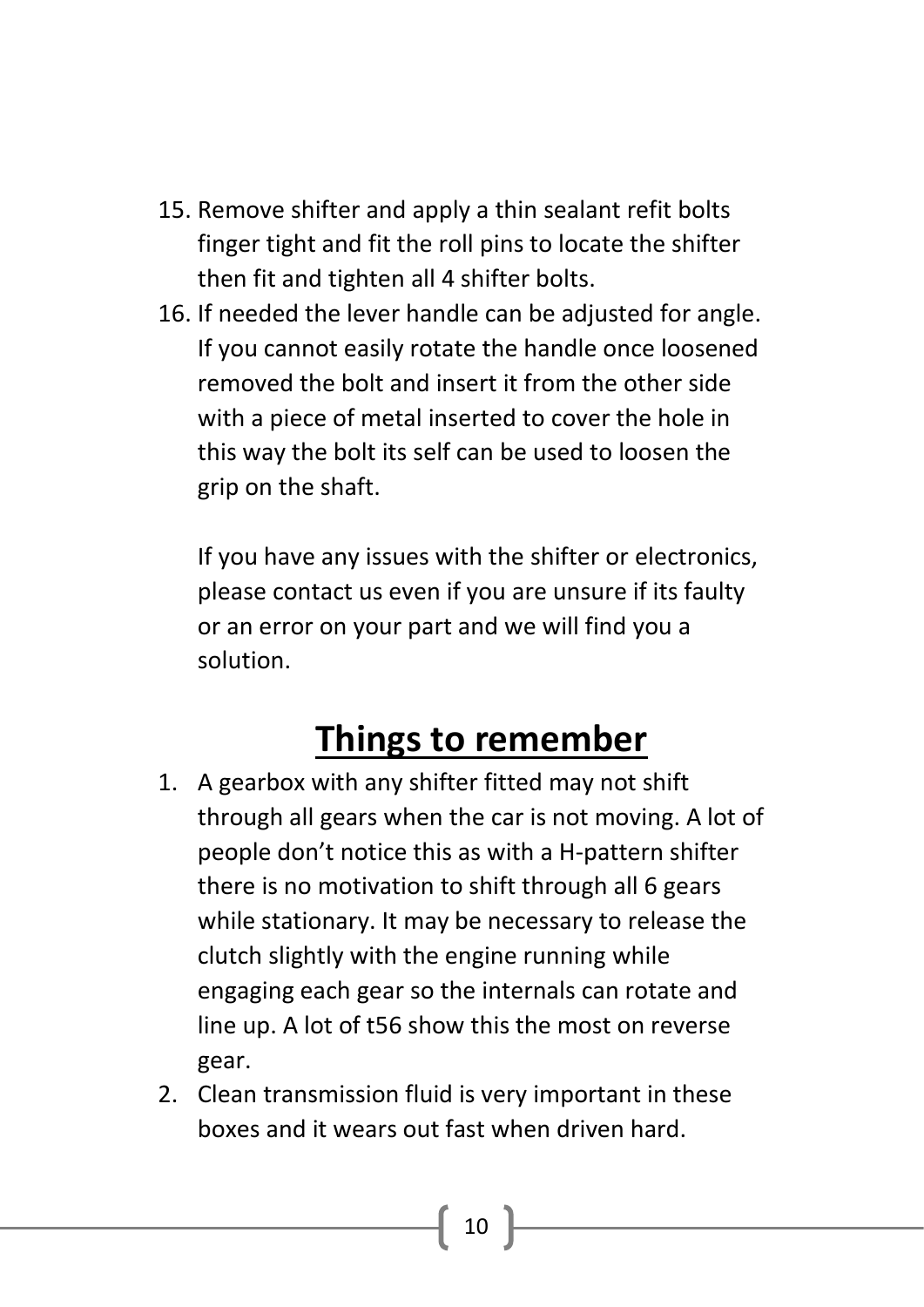15. Remove shifter and apply a thin sealant refit bolts finger tight and fit the roll pins to locate the shifter then fit and tighten all 4 shifter bolts.
16. If needed the lever handle can be adjusted for angle. If you cannot easily rotate the handle once loosened removed the bolt and insert it from the other side with a piece of metal inserted to cover the hole in this way the bolt its self can be used to loosen the grip on the shaft.

    If you have any issues with the shifter or electronics, please contact us even if you are unsure if its faulty or an error on your part and we will find you a solution.

## **Things to remember**

1. A gearbox with any shifter fitted may not shift through all gears when the car is not moving. A lot of people don't notice this as with a H-pattern shifter there is no motivation to shift through all 6 gears while stationary. It may be necessary to release the clutch slightly with the engine running while engaging each gear so the internals can rotate and line up. A lot of t56 show this the most on reverse gear.
2. Clean transmission fluid is very important in these boxes and it wears out fast when driven hard.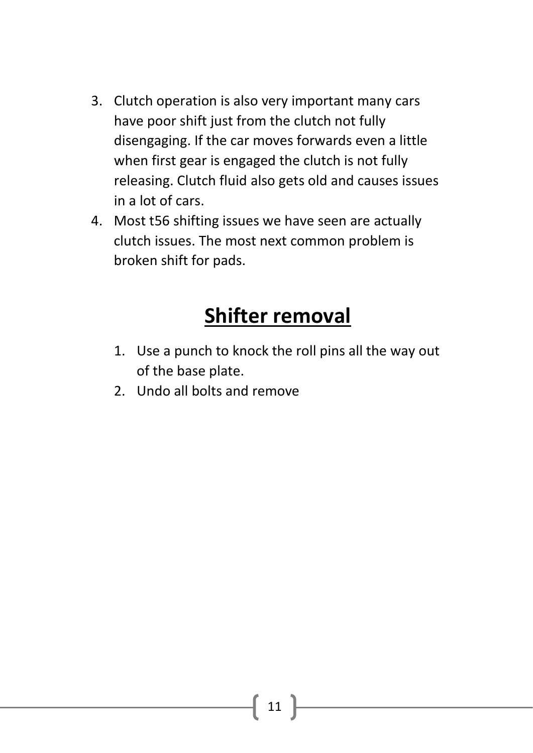3. Clutch operation is also very important many cars have poor shift just from the clutch not fully disengaging. If the car moves forwards even a little when first gear is engaged the clutch is not fully releasing. Clutch fluid also gets old and causes issues in a lot of cars.
4. Most t56 shifting issues we have seen are actually clutch issues. The most next common problem is broken shift for pads.

## Shifter removal

1. Use a punch to knock the roll pins all the way out of the base plate.
2. Undo all bolts and remove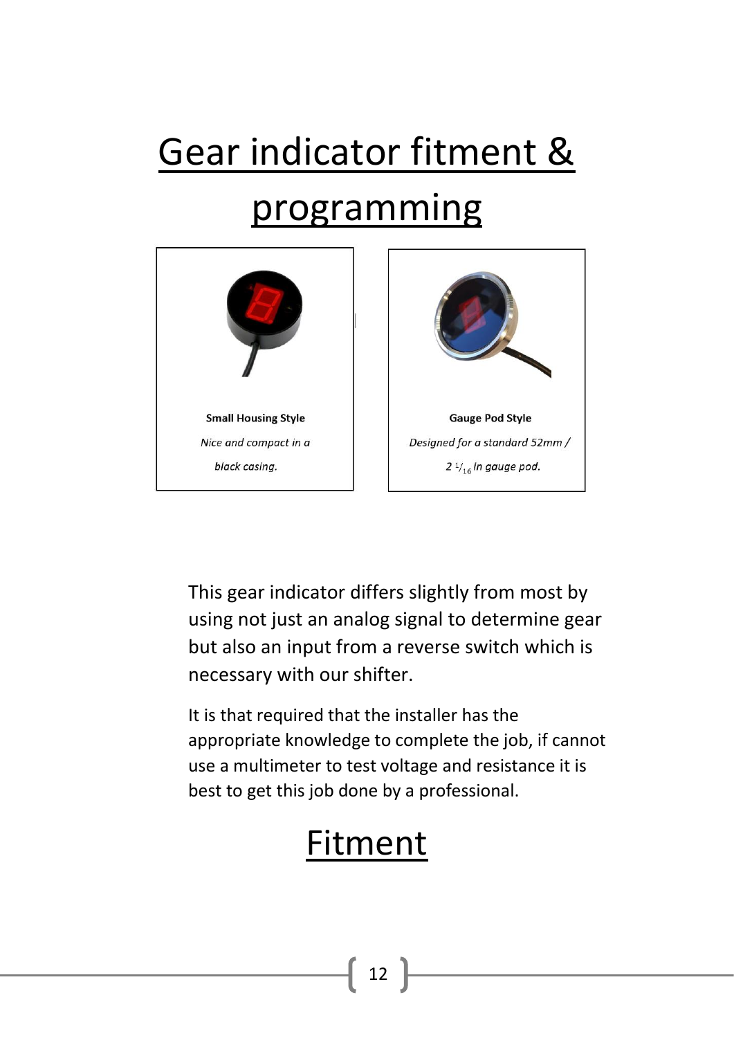# Gear indicator fitment & programming

**Small Housing Style**

*Nice and compact in a black casing.*

**Gauge Pod Style**

*Designed for a standard 52mm / $2\ ^{1}/_{16}$ in gauge pod.*

This gear indicator differs slightly from most by using not just an analog signal to determine gear but also an input from a reverse switch which is necessary with our shifter.

It is that required that the installer has the appropriate knowledge to complete the job, if cannot use a multimeter to test voltage and resistance it is best to get this job done by a professional.

# Fitment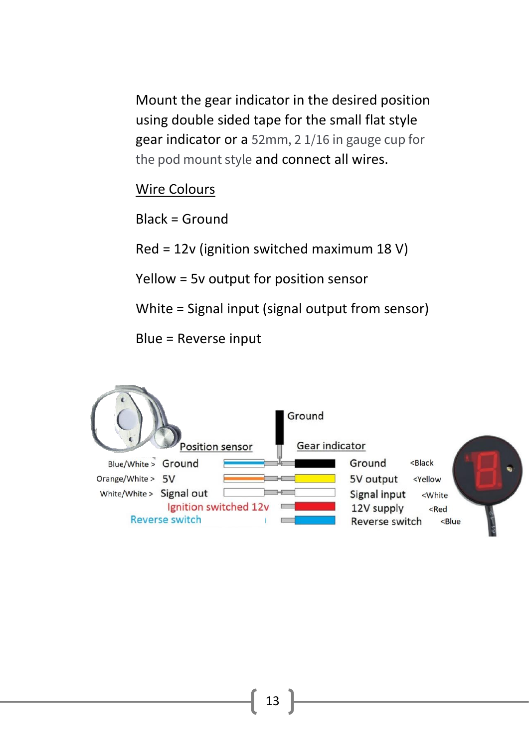Mount the gear indicator in the desired position using double sided tape for the small flat style gear indicator or a 52mm, 2 1/16 in gauge cup for the pod mount style and connect all wires.

Wire Colours

Black = Ground

Red = 12v (ignition switched maximum 18 V)

Yellow = 5v output for position sensor

White = Signal input (signal output from sensor)

Blue = Reverse input

Ground

Position sensor

Gear indicator

Blue/White > Ground

Orange/White > 5V

White/White > Signal out

Ignition switched 12v

Reverse switch

Ground <Black

5V output <Yellow

Signal input <White

12V supply <Red

Reverse switch <Blue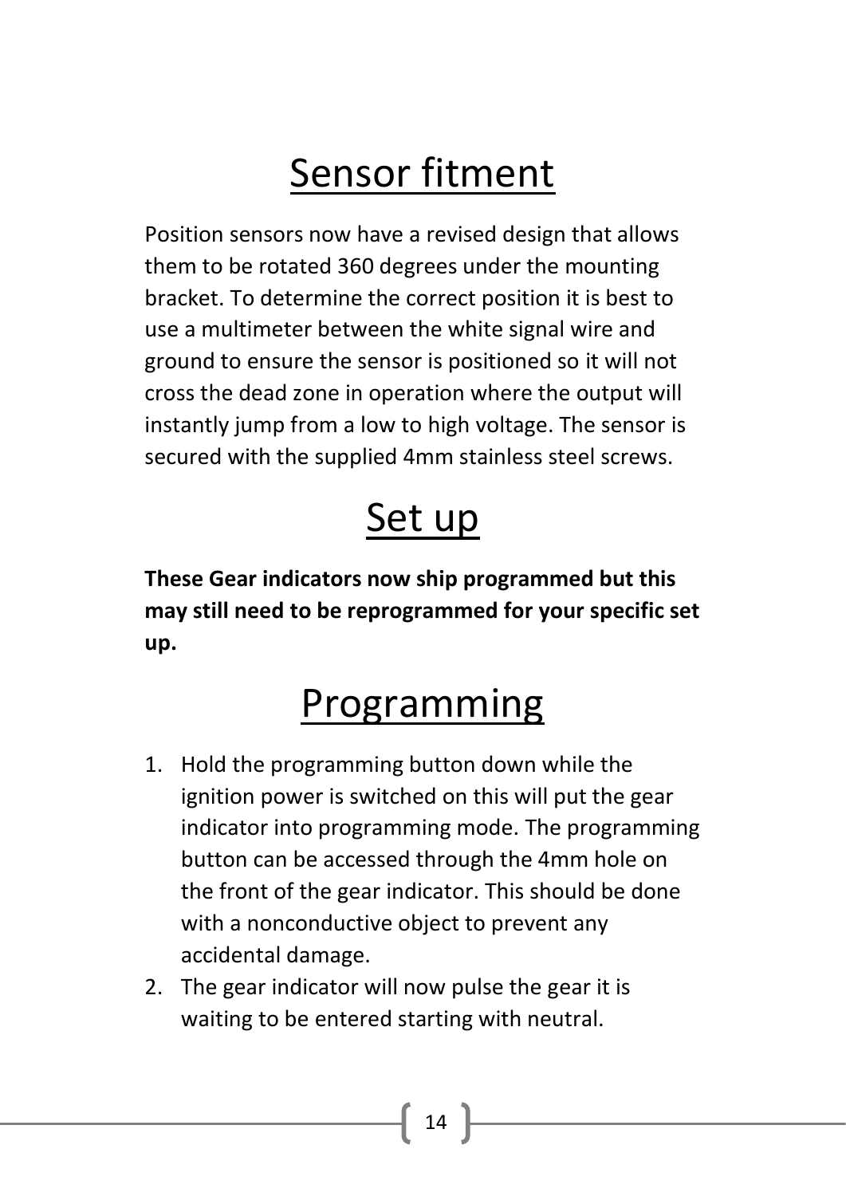# Sensor fitment

Position sensors now have a revised design that allows them to be rotated 360 degrees under the mounting bracket. To determine the correct position it is best to use a multimeter between the white signal wire and ground to ensure the sensor is positioned so it will not cross the dead zone in operation where the output will instantly jump from a low to high voltage. The sensor is secured with the supplied 4mm stainless steel screws.

# Set up

**These Gear indicators now ship programmed but this may still need to be reprogrammed for your specific set up.**

# Programming

1. Hold the programming button down while the ignition power is switched on this will put the gear indicator into programming mode. The programming button can be accessed through the 4mm hole on the front of the gear indicator. This should be done with a nonconductive object to prevent any accidental damage.
2. The gear indicator will now pulse the gear it is waiting to be entered starting with neutral.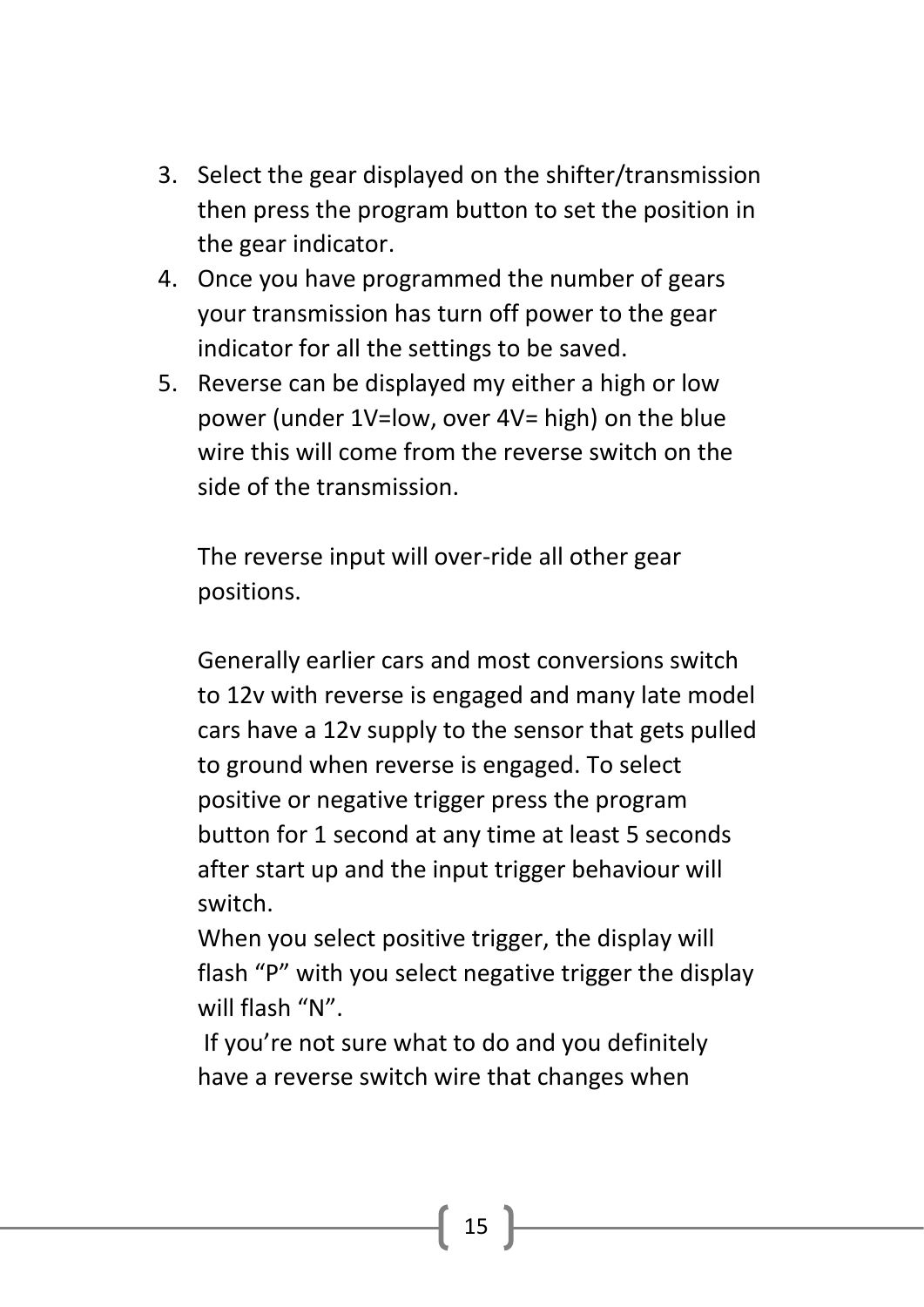3. Select the gear displayed on the shifter/transmission then press the program button to set the position in the gear indicator.
4. Once you have programmed the number of gears your transmission has turn off power to the gear indicator for all the settings to be saved.
5. Reverse can be displayed my either a high or low power (under 1V=low, over 4V= high) on the blue wire this will come from the reverse switch on the side of the transmission.

   The reverse input will over-ride all other gear positions.

   Generally earlier cars and most conversions switch to 12v with reverse is engaged and many late model cars have a 12v supply to the sensor that gets pulled to ground when reverse is engaged. To select positive or negative trigger press the program button for 1 second at any time at least 5 seconds after start up and the input trigger behaviour will switch.
   When you select positive trigger, the display will flash “P” with you select negative trigger the display will flash “N”.
   If you’re not sure what to do and you definitely have a reverse switch wire that changes when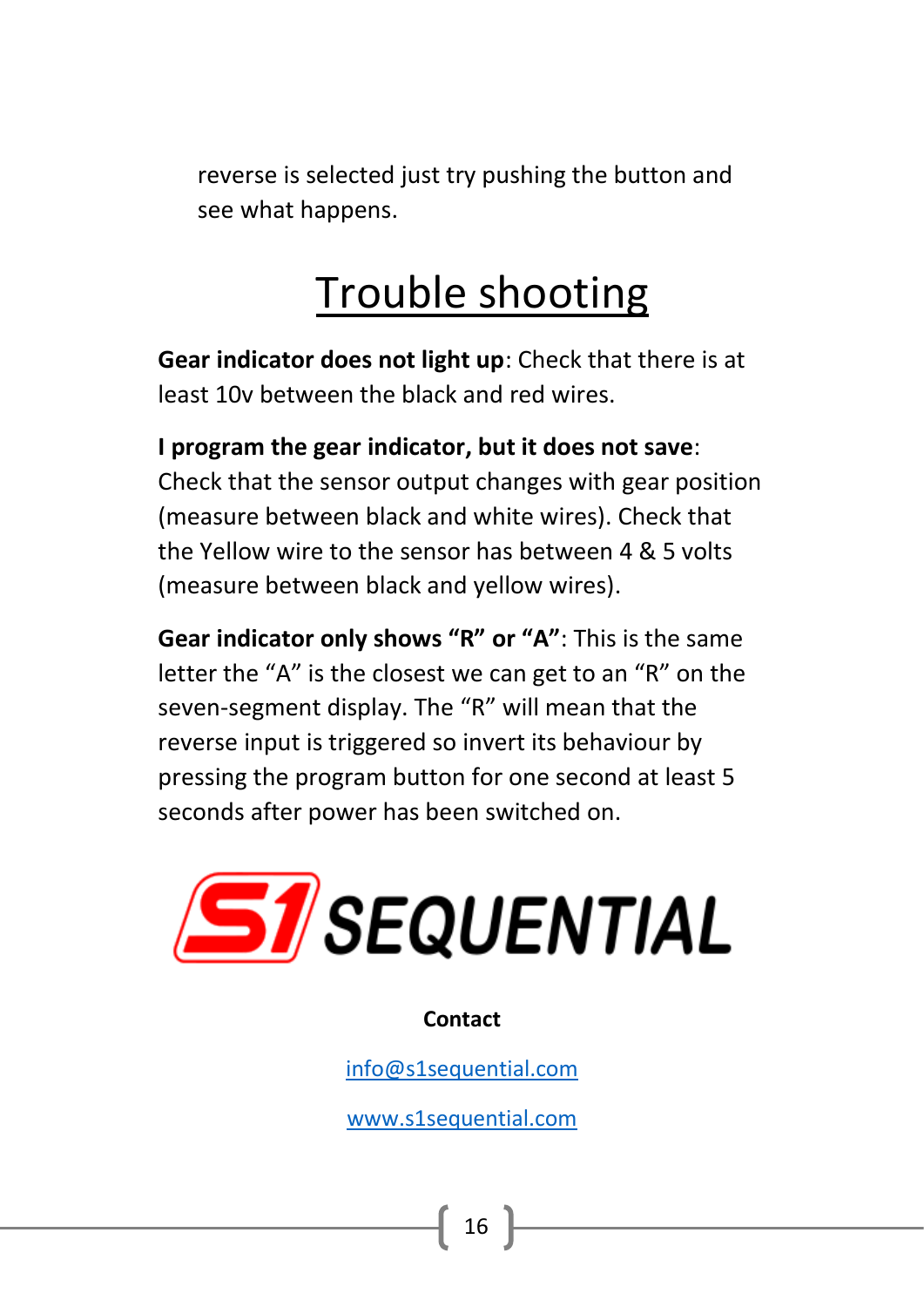reverse is selected just try pushing the button and see what happens.

# Trouble shooting

**Gear indicator does not light up**: Check that there is at least 10v between the black and red wires.

**I program the gear indicator, but it does not save**: Check that the sensor output changes with gear position (measure between black and white wires). Check that the Yellow wire to the sensor has between 4 & 5 volts (measure between black and yellow wires).

**Gear indicator only shows "R" or "A"**: This is the same letter the "A" is the closest we can get to an "R" on the seven-segment display. The "R" will mean that the reverse input is triggered so invert its behaviour by pressing the program button for one second at least 5 seconds after power has been switched on.

S1 SEQUENTIAL

**Contact**

info@s1sequential.com

www.s1sequential.com